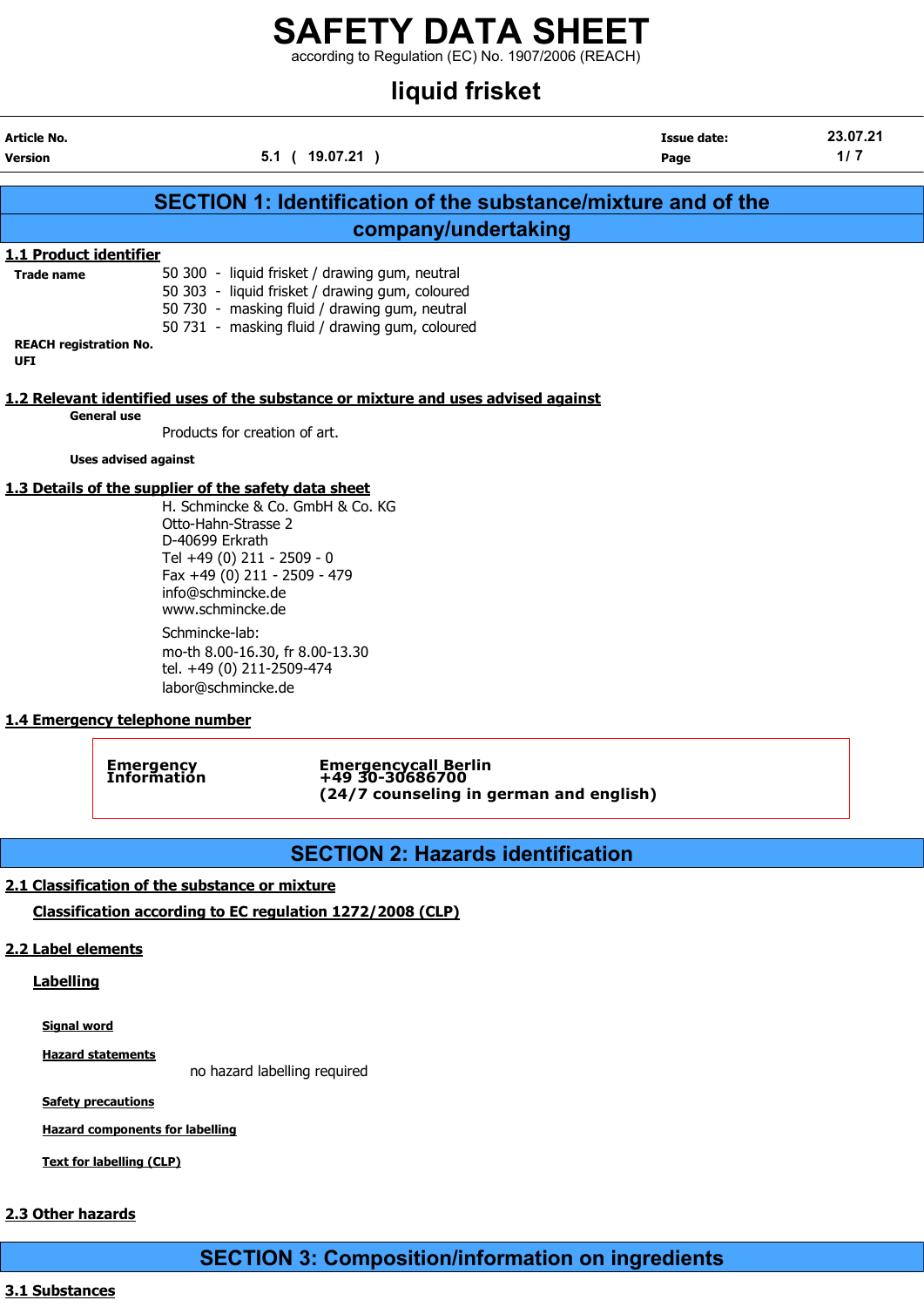# SAFETY DATA SHEET

according to Regulation (EC) No. 1907/2006 (REACH)

# liquid frisket

| Article No. | | Issue date: | 23.07.21 |
|---|---|---|---|
| Version | 5.1 ( 19.07.21 ) | Page | 1/ 7 |

## SECTION 1: Identification of the substance/mixture and of the company/undertaking

### 1.1 Product identifier

**Trade name**

50 300 - liquid frisket / drawing gum, neutral
50 303 - liquid frisket / drawing gum, coloured
50 730 - masking fluid / drawing gum, neutral
50 731 - masking fluid / drawing gum, coloured

**REACH registration No.**

**UFI**

### 1.2 Relevant identified uses of the substance or mixture and uses advised against

**General use**

Products for creation of art.

**Uses advised against**

### 1.3 Details of the supplier of the safety data sheet

H. Schmincke & Co. GmbH & Co. KG
Otto-Hahn-Strasse 2
D-40699 Erkrath
Tel +49 (0) 211 - 2509 - 0
Fax +49 (0) 211 - 2509 - 479
info@schmincke.de
www.schmincke.de

Schmincke-lab:
mo-th 8.00-16.30, fr 8.00-13.30
tel. +49 (0) 211-2509-474
labor@schmincke.de

### 1.4 Emergency telephone number

| Emergency Information | Emergencycall Berlin<br>+49 30-30686700<br>(24/7 counseling in german and english) |
|---|---|

## SECTION 2: Hazards identification

### 2.1 Classification of the substance or mixture

**Classification according to EC regulation 1272/2008 (CLP)**

### 2.2 Label elements

**Labelling**

**Signal word**

**Hazard statements**

no hazard labelling required

**Safety precautions**

**Hazard components for labelling**

**Text for labelling (CLP)**

### 2.3 Other hazards

## SECTION 3: Composition/information on ingredients

### 3.1 Substances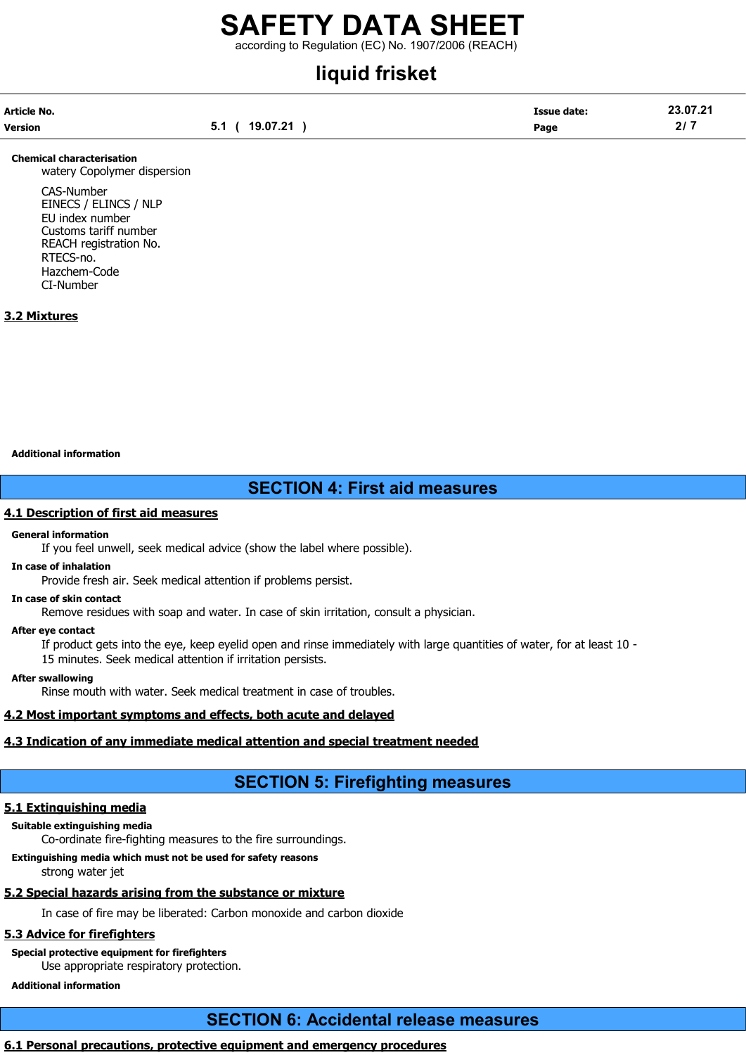**Chemical characterisation**

watery Copolymer dispersion

CAS-Number
EINECS / ELINCS / NLP
EU index number
Customs tariff number
REACH registration No.
RTECS-no.
Hazchem-Code
CI-Number

### 3.2 Mixtures

**Additional information**

## SECTION 4: First aid measures

### 4.1 Description of first aid measures

**General information**

If you feel unwell, seek medical advice (show the label where possible).

**In case of inhalation**

Provide fresh air. Seek medical attention if problems persist.

**In case of skin contact**

Remove residues with soap and water. In case of skin irritation, consult a physician.

**After eye contact**

If product gets into the eye, keep eyelid open and rinse immediately with large quantities of water, for at least 10 - 15 minutes. Seek medical attention if irritation persists.

**After swallowing**

Rinse mouth with water. Seek medical treatment in case of troubles.

### 4.2 Most important symptoms and effects, both acute and delayed

### 4.3 Indication of any immediate medical attention and special treatment needed

## SECTION 5: Firefighting measures

### 5.1 Extinguishing media

**Suitable extinguishing media**

Co-ordinate fire-fighting measures to the fire surroundings.

**Extinguishing media which must not be used for safety reasons**

strong water jet

### 5.2 Special hazards arising from the substance or mixture

In case of fire may be liberated: Carbon monoxide and carbon dioxide

### 5.3 Advice for firefighters

**Special protective equipment for firefighters**

Use appropriate respiratory protection.

**Additional information**

## SECTION 6: Accidental release measures

### 6.1 Personal precautions, protective equipment and emergency procedures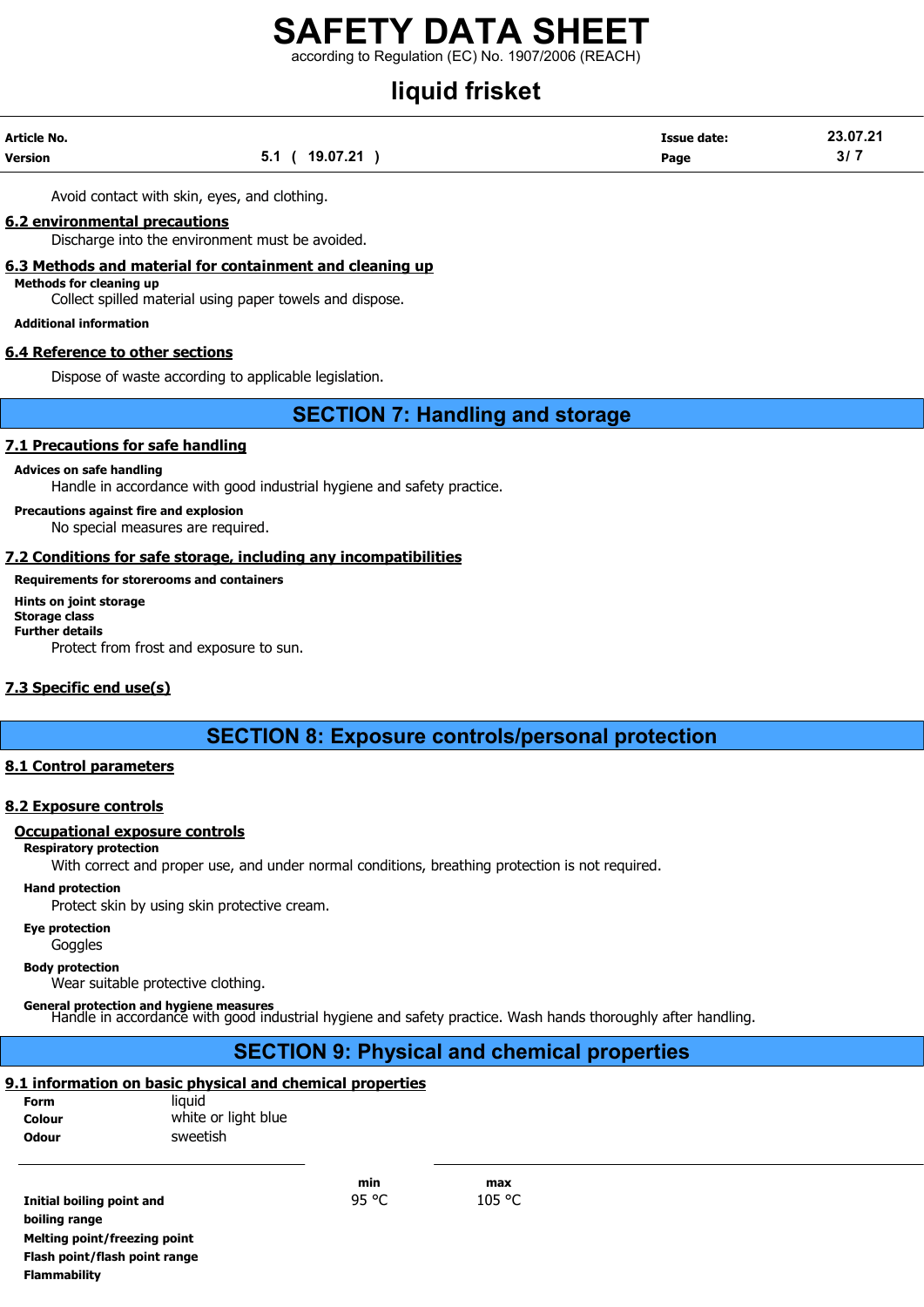Avoid contact with skin, eyes, and clothing.

### 6.2 environmental precautions

Discharge into the environment must be avoided.

### 6.3 Methods and material for containment and cleaning up

**Methods for cleaning up**

Collect spilled material using paper towels and dispose.

**Additional information**

### 6.4 Reference to other sections

Dispose of waste according to applicable legislation.

## SECTION 7: Handling and storage

### 7.1 Precautions for safe handling

**Advices on safe handling**

Handle in accordance with good industrial hygiene and safety practice.

**Precautions against fire and explosion**

No special measures are required.

### 7.2 Conditions for safe storage, including any incompatibilities

**Requirements for storerooms and containers**

**Hints on joint storage**

**Storage class**

**Further details**

Protect from frost and exposure to sun.

### 7.3 Specific end use(s)

## SECTION 8: Exposure controls/personal protection

### 8.1 Control parameters

### 8.2 Exposure controls

#### Occupational exposure controls

**Respiratory protection**

With correct and proper use, and under normal conditions, breathing protection is not required.

**Hand protection**

Protect skin by using skin protective cream.

**Eye protection**

Goggles

**Body protection**

Wear suitable protective clothing.

**General protection and hygiene measures**

Handle in accordance with good industrial hygiene and safety practice. Wash hands thoroughly after handling.

## SECTION 9: Physical and chemical properties

### 9.1 information on basic physical and chemical properties

**Form** liquid

**Colour** white or light blue

**Odour** sweetish

| | min | max |
|---|---|---|
| **Initial boiling point and boiling range** | 95 °C | 105 °C |
| **Melting point/freezing point** | | |
| **Flash point/flash point range** | | |
| **Flammability** | | |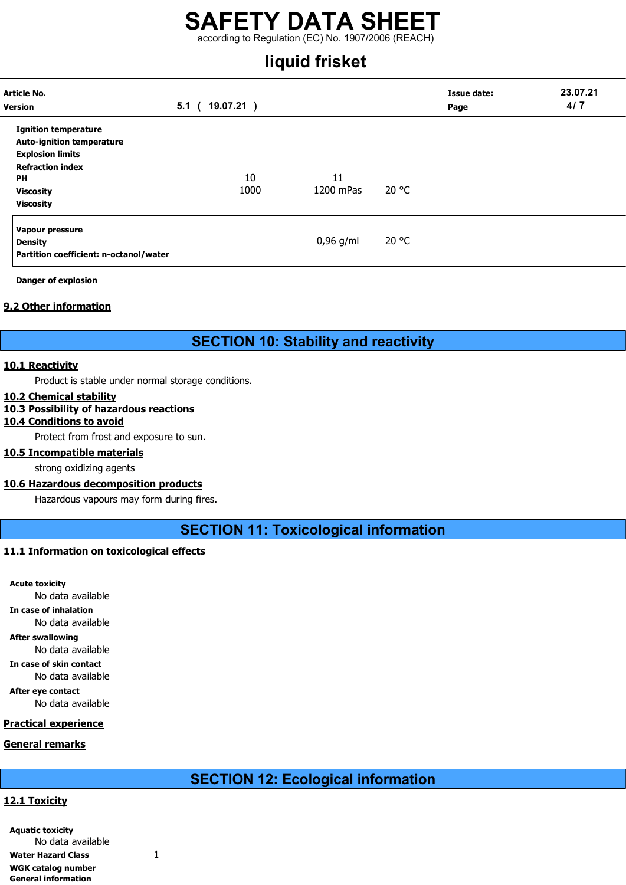| | | | |
|---|---|---|---|
| **Ignition temperature** | | | |
| **Auto-ignition temperature** | | | |
| **Explosion limits** | | | |
| **Refraction index** | | | |
| **PH** | 10 | 11 | |
| **Viscosity** | 1000 | 1200 mPas | 20 °C |
| **Viscosity** | | | |

| | | |
|---|---|---|
| **Vapour pressure** <br> **Density** <br> **Partition coefficient: n-octanol/water** | 0,96 g/ml | 20 °C |

**Danger of explosion**

## 9.2 Other information

# SECTION 10: Stability and reactivity

## 10.1 Reactivity

Product is stable under normal storage conditions.

## 10.2 Chemical stability

## 10.3 Possibility of hazardous reactions

## 10.4 Conditions to avoid

Protect from frost and exposure to sun.

## 10.5 Incompatible materials

strong oxidizing agents

## 10.6 Hazardous decomposition products

Hazardous vapours may form during fires.

# SECTION 11: Toxicological information

## 11.1 Information on toxicological effects

**Acute toxicity**

No data available

**In case of inhalation**

No data available

**After swallowing**

No data available

**In case of skin contact**

No data available

**After eye contact**

No data available

## Practical experience

## General remarks

# SECTION 12: Ecological information

## 12.1 Toxicity

**Aquatic toxicity**

No data available

**Water Hazard Class** 1

**WGK catalog number**

**General information**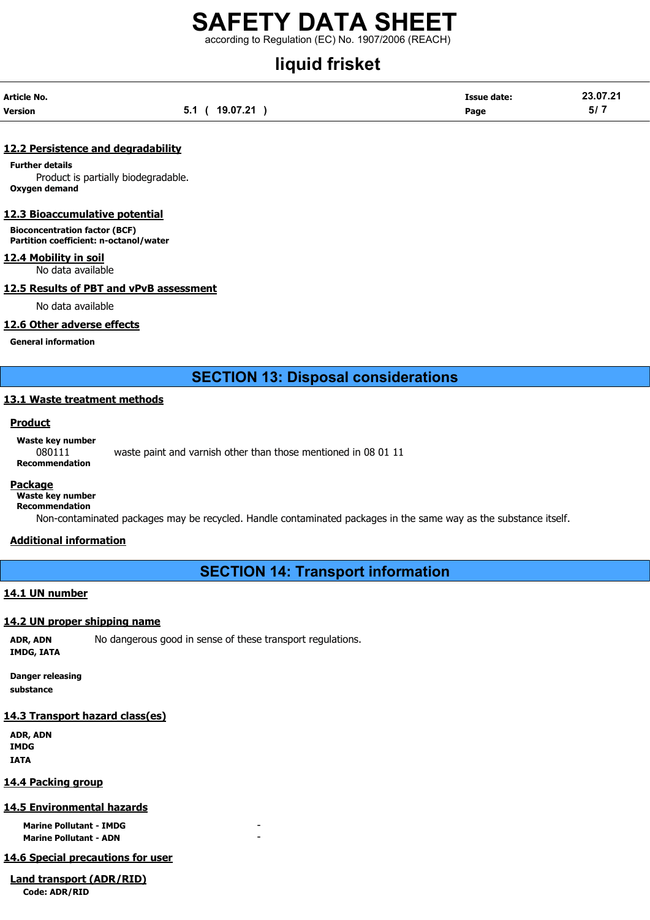#### 12.2 Persistence and degradability

**Further details**

Product is partially biodegradable.

**Oxygen demand**

#### 12.3 Bioaccumulative potential

**Bioconcentration factor (BCF)**

**Partition coefficient: n-octanol/water**

#### 12.4 Mobility in soil

No data available

#### 12.5 Results of PBT and vPvB assessment

No data available

#### 12.6 Other adverse effects

**General information**

## SECTION 13: Disposal considerations

#### 13.1 Waste treatment methods

**Product**

**Waste key number**

080111 waste paint and varnish other than those mentioned in 08 01 11

**Recommendation**

**Package**

**Waste key number**

**Recommendation**

Non-contaminated packages may be recycled. Handle contaminated packages in the same way as the substance itself.

**Additional information**

## SECTION 14: Transport information

#### 14.1 UN number

#### 14.2 UN proper shipping name

**ADR, ADN** No dangerous good in sense of these transport regulations.

**IMDG, IATA**

**Danger releasing substance**

#### 14.3 Transport hazard class(es)

**ADR, ADN**

**IMDG**

**IATA**

#### 14.4 Packing group

#### 14.5 Environmental hazards

| | |
|---|---|
| **Marine Pollutant - IMDG** | - |
| **Marine Pollutant - ADN** | - |

#### 14.6 Special precautions for user

**Land transport (ADR/RID)**

**Code: ADR/RID**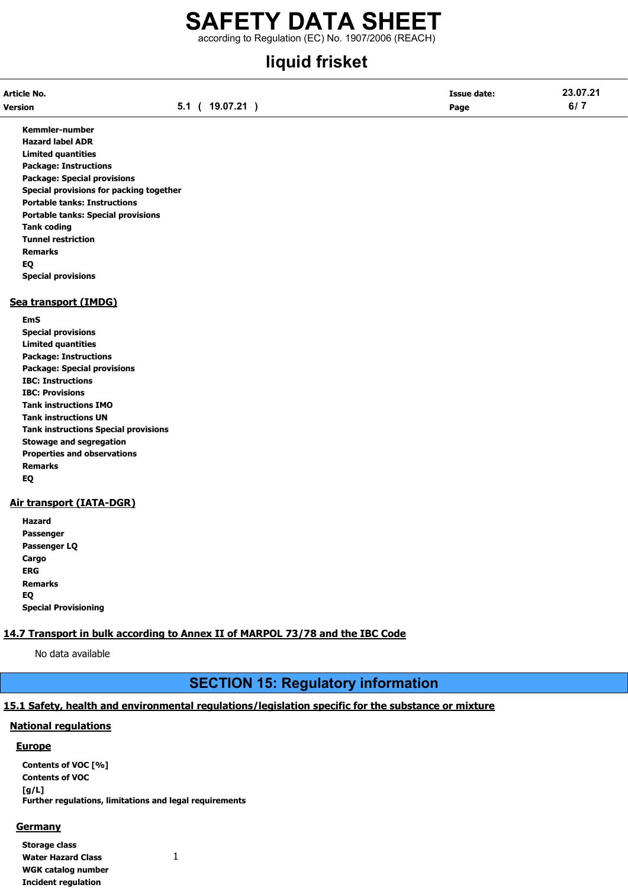**Kemmler-number**
**Hazard label ADR**
**Limited quantities**
**Package: Instructions**
**Package: Special provisions**
**Special provisions for packing together**
**Portable tanks: Instructions**
**Portable tanks: Special provisions**
**Tank coding**
**Tunnel restriction**
**Remarks**
**EQ**
**Special provisions**

### Sea transport (IMDG)

**EmS**
**Special provisions**
**Limited quantities**
**Package: Instructions**
**Package: Special provisions**
**IBC: Instructions**
**IBC: Provisions**
**Tank instructions IMO**
**Tank instructions UN**
**Tank instructions Special provisions**
**Stowage and segregation**
**Properties and observations**
**Remarks**
**EQ**

### Air transport (IATA-DGR)

**Hazard**
**Passenger**
**Passenger LQ**
**Cargo**
**ERG**
**Remarks**
**EQ**
**Special Provisioning**

### 14.7 Transport in bulk according to Annex II of MARPOL 73/78 and the IBC Code

No data available

## SECTION 15: Regulatory information

### 15.1 Safety, health and environmental regulations/legislation specific for the substance or mixture

#### National regulations

#### Europe

**Contents of VOC [%]**
**Contents of VOC [g/L]**
**Further regulations, limitations and legal requirements**

#### Germany

**Storage class**
**Water Hazard Class** 1
**WGK catalog number**
**Incident regulation**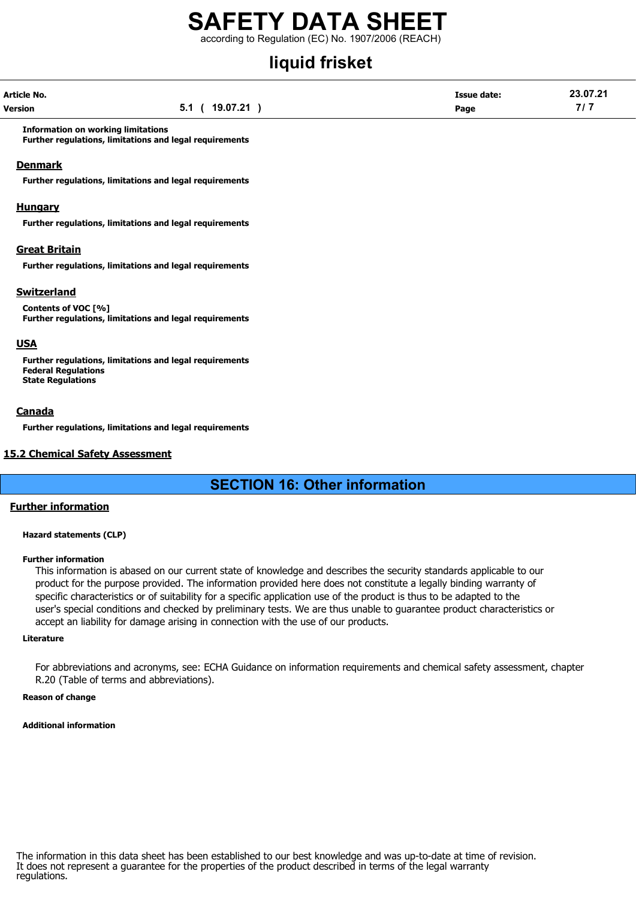**Information on working limitations**
**Further regulations, limitations and legal requirements**

## Denmark

**Further regulations, limitations and legal requirements**

## Hungary

**Further regulations, limitations and legal requirements**

## Great Britain

**Further regulations, limitations and legal requirements**

## Switzerland

**Contents of VOC [%]**
**Further regulations, limitations and legal requirements**

## USA

**Further regulations, limitations and legal requirements**
**Federal Regulations**
**State Regulations**

## Canada

**Further regulations, limitations and legal requirements**

## 15.2 Chemical Safety Assessment

# SECTION 16: Other information

## Further information

**Hazard statements (CLP)**

**Further information**

This information is abased on our current state of knowledge and describes the security standards applicable to our product for the purpose provided. The information provided here does not constitute a legally binding warranty of specific characteristics or of suitability for a specific application use of the product is thus to be adapted to the user's special conditions and checked by preliminary tests. We are thus unable to guarantee product characteristics or accept an liability for damage arising in connection with the use of our products.

**Literature**

For abbreviations and acronyms, see: ECHA Guidance on information requirements and chemical safety assessment, chapter R.20 (Table of terms and abbreviations).

**Reason of change**

**Additional information**

The information in this data sheet has been established to our best knowledge and was up-to-date at time of revision. It does not represent a guarantee for the properties of the product described in terms of the legal warranty regulations.